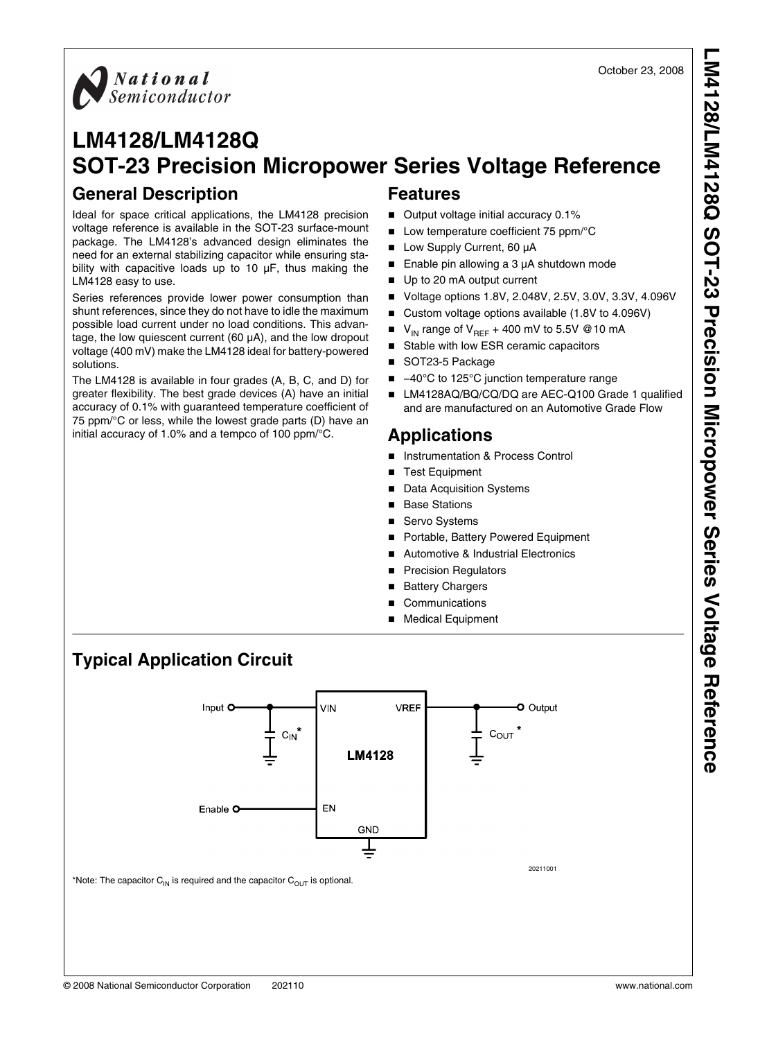October 23, 2008

# LM4128/LM4128Q SOT-23 Precision Micropower Series Voltage Reference

## General Description

Ideal for space critical applications, the LM4128 precision voltage reference is available in the SOT-23 surface-mount package. The LM4128's advanced design eliminates the need for an external stabilizing capacitor while ensuring stability with capacitive loads up to 10 µF, thus making the LM4128 easy to use.

Series references provide lower power consumption than shunt references, since they do not have to idle the maximum possible load current under no load conditions. This advantage, the low quiescent current (60 µA), and the low dropout voltage (400 mV) make the LM4128 ideal for battery-powered solutions.

The LM4128 is available in four grades (A, B, C, and D) for greater flexibility. The best grade devices (A) have an initial accuracy of 0.1% with guaranteed temperature coefficient of 75 ppm/°C or less, while the lowest grade parts (D) have an initial accuracy of 1.0% and a tempco of 100 ppm/°C.

## Features

- Output voltage initial accuracy 0.1%
- Low temperature coefficient 75 ppm/°C
- Low Supply Current, 60 µA
- Enable pin allowing a 3 µA shutdown mode
- Up to 20 mA output current
- Voltage options 1.8V, 2.048V, 2.5V, 3.0V, 3.3V, 4.096V
- Custom voltage options available (1.8V to 4.096V)
- $V_{IN}$ range of $V_{REF}$ + 400 mV to 5.5V @10 mA
- Stable with low ESR ceramic capacitors
- SOT23-5 Package
- –40°C to 125°C junction temperature range
- LM4128AQ/BQ/CQ/DQ are AEC-Q100 Grade 1 qualified and are manufactured on an Automotive Grade Flow

## Applications

- Instrumentation & Process Control
- Test Equipment
- Data Acquisition Systems
- Base Stations
- Servo Systems
- Portable, Battery Powered Equipment
- Automotive & Industrial Electronics
- Precision Regulators
- Battery Chargers
- Communications
- Medical Equipment

## Typical Application Circuit

Input — VIN, $C_{IN}$*; VREF — Output, $C_{OUT}$*; Enable — EN; GND; LM4128

20211001

*Note: The capacitor $C_{IN}$ is required and the capacitor $C_{OUT}$ is optional.

© 2008 National Semiconductor Corporation 202110 www.national.com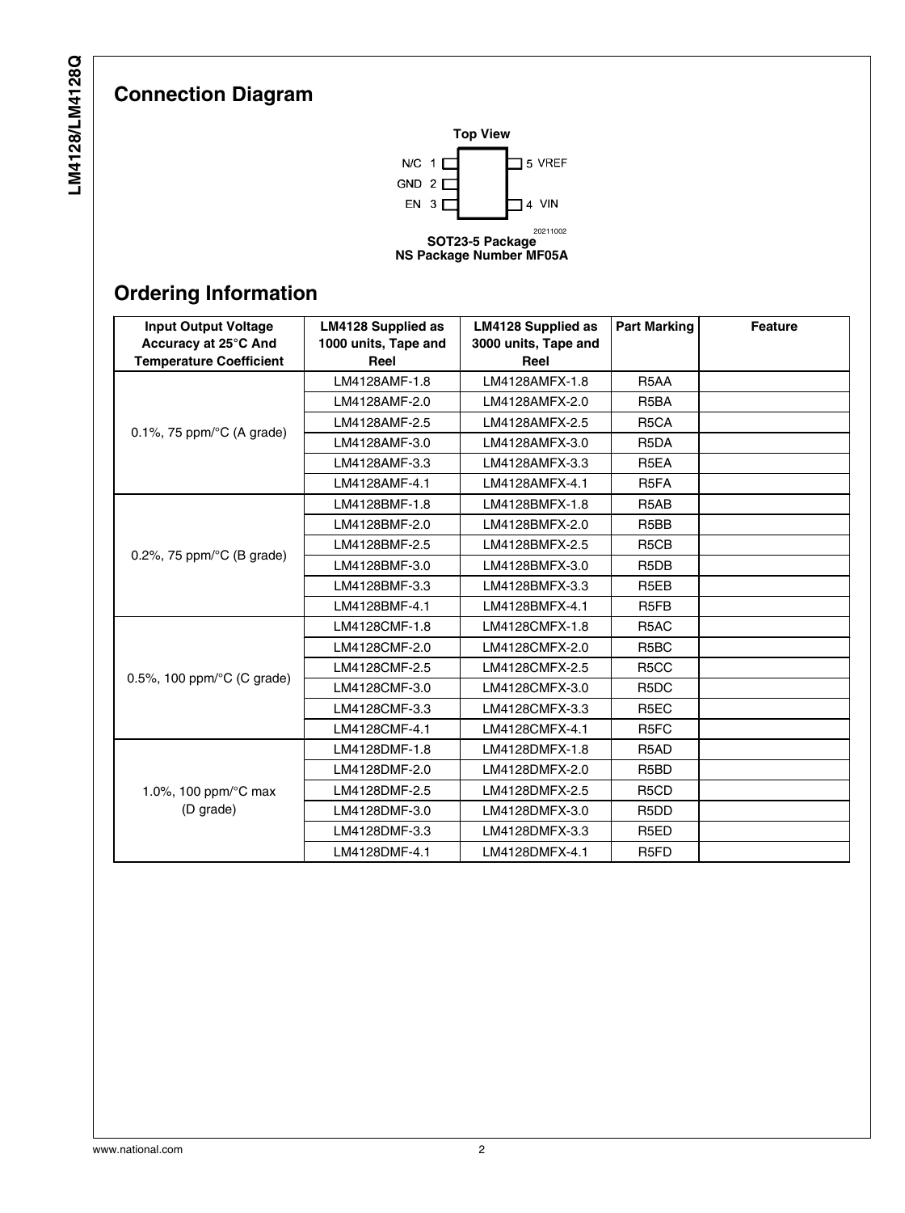## Connection Diagram

**Top View**

N/C 1 — 5 VREF
GND 2
EN 3 — 4 VIN

20211002

**SOT23-5 Package**
**NS Package Number MF05A**

## Ordering Information

| Input Output Voltage Accuracy at 25°C And Temperature Coefficient | LM4128 Supplied as 1000 units, Tape and Reel | LM4128 Supplied as 3000 units, Tape and Reel | Part Marking | Feature |
|---|---|---|---|---|
| 0.1%, 75 ppm/°C (A grade) | LM4128AMF-1.8 | LM4128AMFX-1.8 | R5AA | |
| | LM4128AMF-2.0 | LM4128AMFX-2.0 | R5BA | |
| | LM4128AMF-2.5 | LM4128AMFX-2.5 | R5CA | |
| | LM4128AMF-3.0 | LM4128AMFX-3.0 | R5DA | |
| | LM4128AMF-3.3 | LM4128AMFX-3.3 | R5EA | |
| | LM4128AMF-4.1 | LM4128AMFX-4.1 | R5FA | |
| 0.2%, 75 ppm/°C (B grade) | LM4128BMF-1.8 | LM4128BMFX-1.8 | R5AB | |
| | LM4128BMF-2.0 | LM4128BMFX-2.0 | R5BB | |
| | LM4128BMF-2.5 | LM4128BMFX-2.5 | R5CB | |
| | LM4128BMF-3.0 | LM4128BMFX-3.0 | R5DB | |
| | LM4128BMF-3.3 | LM4128BMFX-3.3 | R5EB | |
| | LM4128BMF-4.1 | LM4128BMFX-4.1 | R5FB | |
| 0.5%, 100 ppm/°C (C grade) | LM4128CMF-1.8 | LM4128CMFX-1.8 | R5AC | |
| | LM4128CMF-2.0 | LM4128CMFX-2.0 | R5BC | |
| | LM4128CMF-2.5 | LM4128CMFX-2.5 | R5CC | |
| | LM4128CMF-3.0 | LM4128CMFX-3.0 | R5DC | |
| | LM4128CMF-3.3 | LM4128CMFX-3.3 | R5EC | |
| | LM4128CMF-4.1 | LM4128CMFX-4.1 | R5FC | |
| 1.0%, 100 ppm/°C max (D grade) | LM4128DMF-1.8 | LM4128DMFX-1.8 | R5AD | |
| | LM4128DMF-2.0 | LM4128DMFX-2.0 | R5BD | |
| | LM4128DMF-2.5 | LM4128DMFX-2.5 | R5CD | |
| | LM4128DMF-3.0 | LM4128DMFX-3.0 | R5DD | |
| | LM4128DMF-3.3 | LM4128DMFX-3.3 | R5ED | |
| | LM4128DMF-4.1 | LM4128DMFX-4.1 | R5FD | |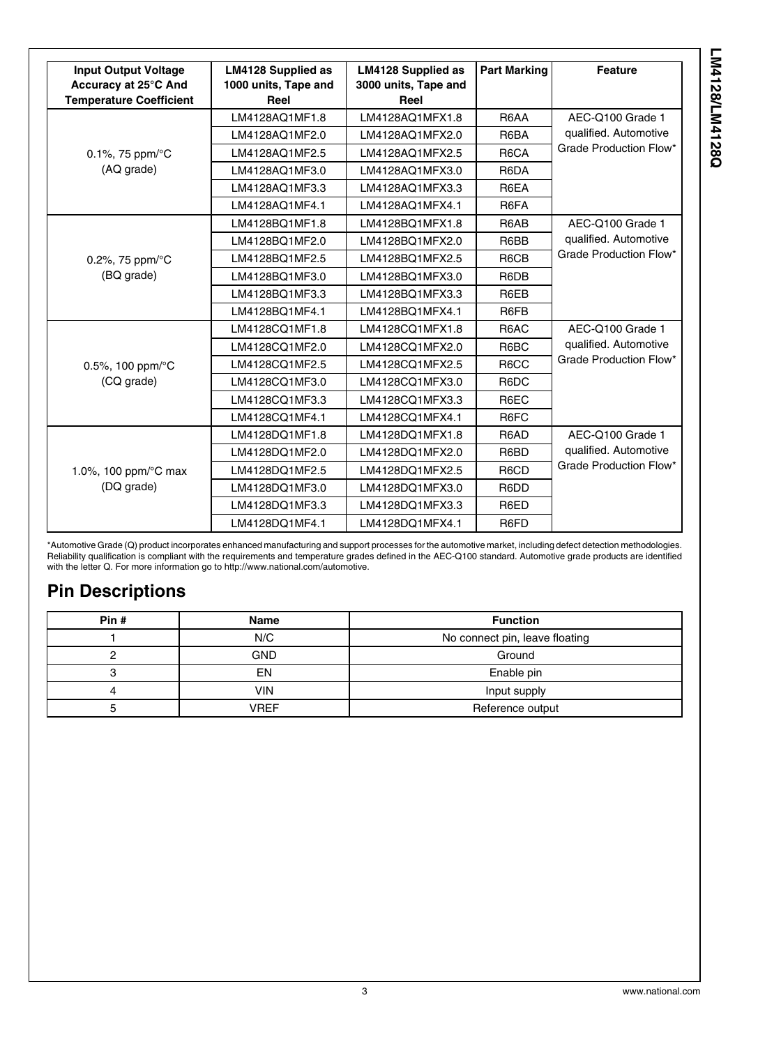| Input Output Voltage Accuracy at 25°C And Temperature Coefficient | LM4128 Supplied as 1000 units, Tape and Reel | LM4128 Supplied as 3000 units, Tape and Reel | Part Marking | Feature |
|---|---|---|---|---|
| 0.1%, 75 ppm/°C (AQ grade) | LM4128AQ1MF1.8 | LM4128AQ1MFX1.8 | R6AA | AEC-Q100 Grade 1 qualified. Automotive Grade Production Flow* |
| | LM4128AQ1MF2.0 | LM4128AQ1MFX2.0 | R6BA | |
| | LM4128AQ1MF2.5 | LM4128AQ1MFX2.5 | R6CA | |
| | LM4128AQ1MF3.0 | LM4128AQ1MFX3.0 | R6DA | |
| | LM4128AQ1MF3.3 | LM4128AQ1MFX3.3 | R6EA | |
| | LM4128AQ1MF4.1 | LM4128AQ1MFX4.1 | R6FA | |
| 0.2%, 75 ppm/°C (BQ grade) | LM4128BQ1MF1.8 | LM4128BQ1MFX1.8 | R6AB | AEC-Q100 Grade 1 qualified. Automotive Grade Production Flow* |
| | LM4128BQ1MF2.0 | LM4128BQ1MFX2.0 | R6BB | |
| | LM4128BQ1MF2.5 | LM4128BQ1MFX2.5 | R6CB | |
| | LM4128BQ1MF3.0 | LM4128BQ1MFX3.0 | R6DB | |
| | LM4128BQ1MF3.3 | LM4128BQ1MFX3.3 | R6EB | |
| | LM4128BQ1MF4.1 | LM4128BQ1MFX4.1 | R6FB | |
| 0.5%, 100 ppm/°C (CQ grade) | LM4128CQ1MF1.8 | LM4128CQ1MFX1.8 | R6AC | AEC-Q100 Grade 1 qualified. Automotive Grade Production Flow* |
| | LM4128CQ1MF2.0 | LM4128CQ1MFX2.0 | R6BC | |
| | LM4128CQ1MF2.5 | LM4128CQ1MFX2.5 | R6CC | |
| | LM4128CQ1MF3.0 | LM4128CQ1MFX3.0 | R6DC | |
| | LM4128CQ1MF3.3 | LM4128CQ1MFX3.3 | R6EC | |
| | LM4128CQ1MF4.1 | LM4128CQ1MFX4.1 | R6FC | |
| 1.0%, 100 ppm/°C max (DQ grade) | LM4128DQ1MF1.8 | LM4128DQ1MFX1.8 | R6AD | AEC-Q100 Grade 1 qualified. Automotive Grade Production Flow* |
| | LM4128DQ1MF2.0 | LM4128DQ1MFX2.0 | R6BD | |
| | LM4128DQ1MF2.5 | LM4128DQ1MFX2.5 | R6CD | |
| | LM4128DQ1MF3.0 | LM4128DQ1MFX3.0 | R6DD | |
| | LM4128DQ1MF3.3 | LM4128DQ1MFX3.3 | R6ED | |
| | LM4128DQ1MF4.1 | LM4128DQ1MFX4.1 | R6FD | |

*Automotive Grade (Q) product incorporates enhanced manufacturing and support processes for the automotive market, including defect detection methodologies. Reliability qualification is compliant with the requirements and temperature grades defined in the AEC-Q100 standard. Automotive grade products are identified with the letter Q. For more information go to http://www.national.com/automotive.

## Pin Descriptions

| Pin # | Name | Function |
|---|---|---|
| 1 | N/C | No connect pin, leave floating |
| 2 | GND | Ground |
| 3 | EN | Enable pin |
| 4 | VIN | Input supply |
| 5 | VREF | Reference output |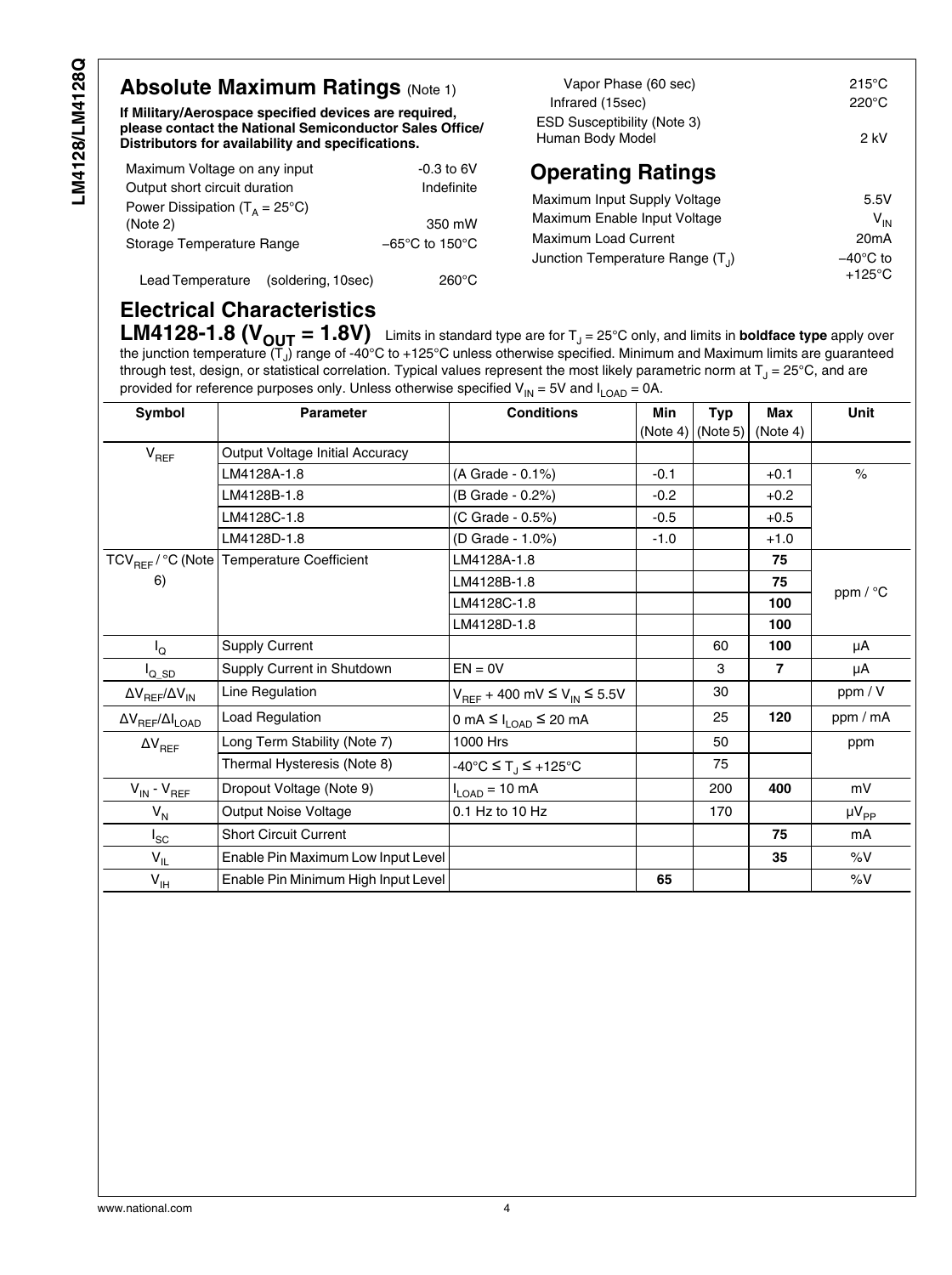## Absolute Maximum Ratings (Note 1)

**If Military/Aerospace specified devices are required, please contact the National Semiconductor Sales Office/ Distributors for availability and specifications.**

| | |
|---|---|
| Maximum Voltage on any input | -0.3 to 6V |
| Output short circuit duration | Indefinite |
| Power Dissipation ($T_A$ = 25°C) (Note 2) | 350 mW |
| Storage Temperature Range | −65°C to 150°C |
| Lead Temperature (soldering, 10sec) | 260°C |
| Vapor Phase (60 sec) | 215°C |
| Infrared (15sec) | 220°C |
| ESD Susceptibility (Note 3) Human Body Model | 2 kV |

## Operating Ratings

| | |
|---|---|
| Maximum Input Supply Voltage | 5.5V |
| Maximum Enable Input Voltage | $V_{IN}$ |
| Maximum Load Current | 20mA |
| Junction Temperature Range ($T_J$) | −40°C to +125°C |

## Electrical Characteristics

**LM4128-1.8 ($V_{OUT}$ = 1.8V)** Limits in standard type are for $T_J$ = 25°C only, and limits in **boldface type** apply over the junction temperature ($T_J$) range of -40°C to +125°C unless otherwise specified. Minimum and Maximum limits are guaranteed through test, design, or statistical correlation. Typical values represent the most likely parametric norm at $T_J$ = 25°C, and are provided for reference purposes only. Unless otherwise specified $V_{IN}$ = 5V and $I_{LOAD}$ = 0A.

| Symbol | Parameter | Conditions | Min (Note 4) | Typ (Note 5) | Max (Note 4) | Unit |
|---|---|---|---|---|---|---|
| $V_{REF}$ | Output Voltage Initial Accuracy | | | | | |
| | LM4128A-1.8 | (A Grade - 0.1%) | -0.1 | | +0.1 | % |
| | LM4128B-1.8 | (B Grade - 0.2%) | -0.2 | | +0.2 | |
| | LM4128C-1.8 | (C Grade - 0.5%) | -0.5 | | +0.5 | |
| | LM4128D-1.8 | (D Grade - 1.0%) | -1.0 | | +1.0 | |
| $TCV_{REF}$ / °C (Note 6) | Temperature Coefficient | LM4128A-1.8 | | | **75** | ppm / °C |
| | | LM4128B-1.8 | | | **75** | |
| | | LM4128C-1.8 | | | **100** | |
| | | LM4128D-1.8 | | | **100** | |
| $I_Q$ | Supply Current | | | 60 | **100** | µA |
| $I_{Q\_SD}$ | Supply Current in Shutdown | EN = 0V | | 3 | **7** | µA |
| $\Delta V_{REF}/\Delta V_{IN}$ | Line Regulation | $V_{REF}$ + 400 mV ≤ $V_{IN}$ ≤ 5.5V | | 30 | | ppm / V |
| $\Delta V_{REF}/\Delta I_{LOAD}$ | Load Regulation | 0 mA ≤ $I_{LOAD}$ ≤ 20 mA | | 25 | **120** | ppm / mA |
| $\Delta V_{REF}$ | Long Term Stability (Note 7) | 1000 Hrs | | 50 | | ppm |
| | Thermal Hysteresis (Note 8) | -40°C ≤ $T_J$ ≤ +125°C | | 75 | | |
| $V_{IN}$ - $V_{REF}$ | Dropout Voltage (Note 9) | $I_{LOAD}$ = 10 mA | | 200 | **400** | mV |
| $V_N$ | Output Noise Voltage | 0.1 Hz to 10 Hz | | 170 | | $\mu V_{PP}$ |
| $I_{SC}$ | Short Circuit Current | | | | **75** | mA |
| $V_{IL}$ | Enable Pin Maximum Low Input Level | | | | **35** | %V |
| $V_{IH}$ | Enable Pin Minimum High Input Level | | **65** | | | %V |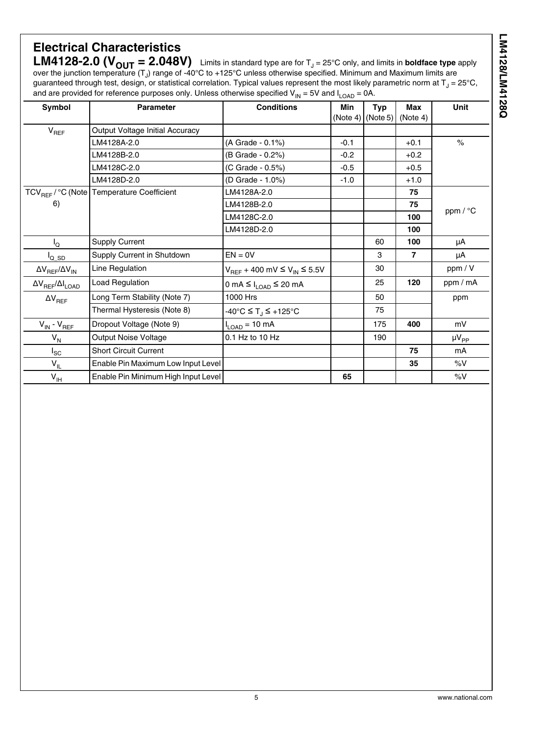## Electrical Characteristics

### LM4128-2.0 ($V_{OUT}$ = 2.048V)

Limits in standard type are for $T_J$ = 25°C only, and limits in **boldface type** apply over the junction temperature ($T_J$) range of -40°C to +125°C unless otherwise specified. Minimum and Maximum limits are guaranteed through test, design, or statistical correlation. Typical values represent the most likely parametric norm at $T_J$ = 25°C, and are provided for reference purposes only. Unless otherwise specified $V_{IN}$ = 5V and $I_{LOAD}$ = 0A.

| Symbol | Parameter | Conditions | Min (Note 4) | Typ (Note 5) | Max (Note 4) | Unit |
|---|---|---|---|---|---|---|
| $V_{REF}$ | Output Voltage Initial Accuracy | | | | | |
| | LM4128A-2.0 | (A Grade - 0.1%) | -0.1 | | +0.1 | % |
| | LM4128B-2.0 | (B Grade - 0.2%) | -0.2 | | +0.2 | |
| | LM4128C-2.0 | (C Grade - 0.5%) | -0.5 | | +0.5 | |
| | LM4128D-2.0 | (D Grade - 1.0%) | -1.0 | | +1.0 | |
| $TCV_{REF}$ / °C (Note 6) | Temperature Coefficient | LM4128A-2.0 | | | **75** | ppm / °C |
| | | LM4128B-2.0 | | | **75** | |
| | | LM4128C-2.0 | | | **100** | |
| | | LM4128D-2.0 | | | **100** | |
| $I_Q$ | Supply Current | | | 60 | **100** | µA |
| $I_{Q\_SD}$ | Supply Current in Shutdown | EN = 0V | | 3 | **7** | µA |
| $\Delta V_{REF}/\Delta V_{IN}$ | Line Regulation | $V_{REF}$ + 400 mV ≤ $V_{IN}$ ≤ 5.5V | | 30 | | ppm / V |
| $\Delta V_{REF}/\Delta I_{LOAD}$ | Load Regulation | 0 mA ≤ $I_{LOAD}$ ≤ 20 mA | | 25 | **120** | ppm / mA |
| $\Delta V_{REF}$ | Long Term Stability (Note 7) | 1000 Hrs | | 50 | | ppm |
| | Thermal Hysteresis (Note 8) | -40°C ≤ $T_J$ ≤ +125°C | | 75 | | |
| $V_{IN}$ - $V_{REF}$ | Dropout Voltage (Note 9) | $I_{LOAD}$ = 10 mA | | 175 | **400** | mV |
| $V_N$ | Output Noise Voltage | 0.1 Hz to 10 Hz | | 190 | | $\mu V_{PP}$ |
| $I_{SC}$ | Short Circuit Current | | | | **75** | mA |
| $V_{IL}$ | Enable Pin Maximum Low Input Level | | | | **35** | %V |
| $V_{IH}$ | Enable Pin Minimum High Input Level | | **65** | | | %V |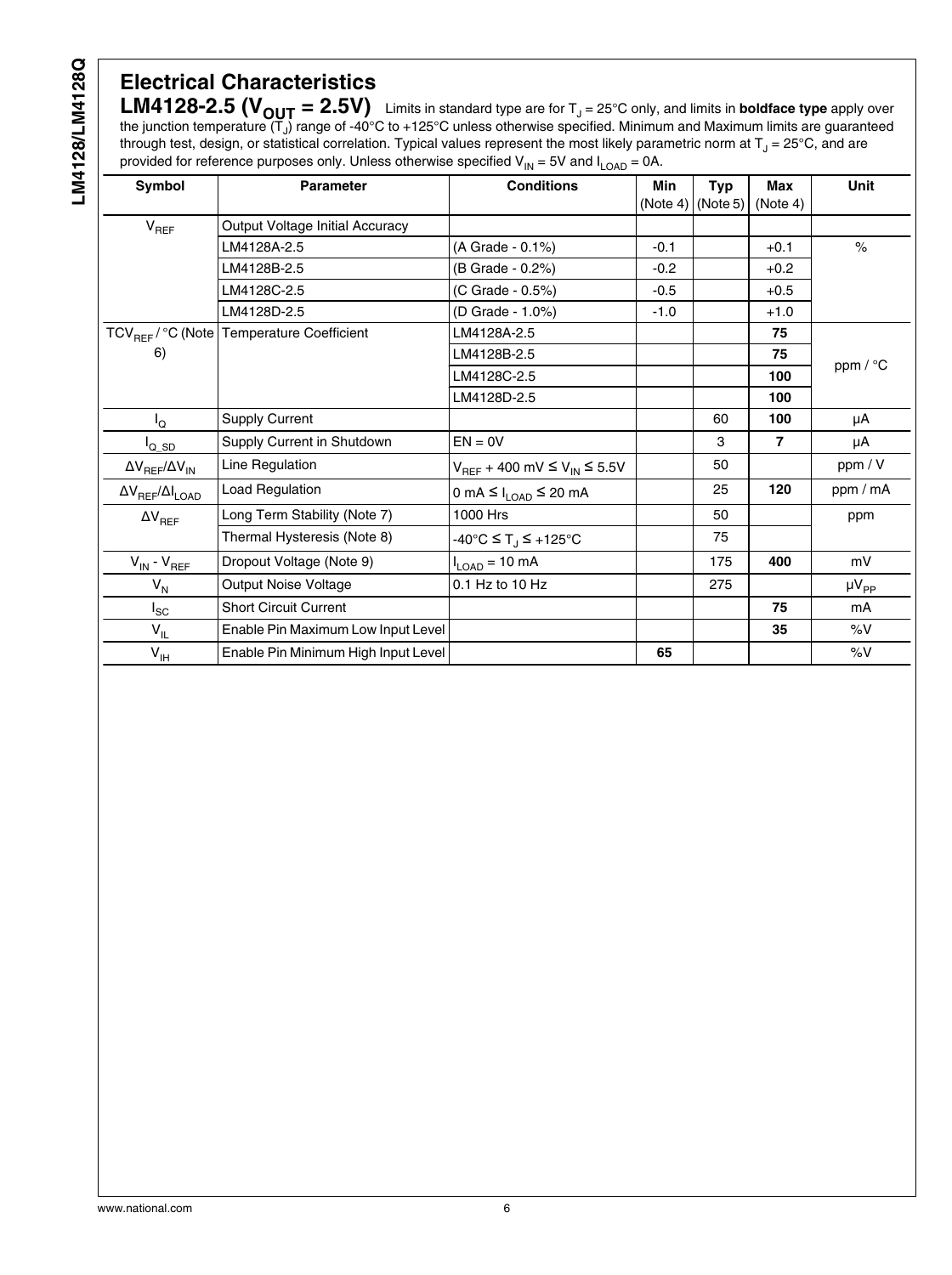## Electrical Characteristics

**LM4128-2.5 ($V_{OUT}$ = 2.5V)** Limits in standard type are for $T_J$ = 25°C only, and limits in **boldface type** apply over the junction temperature ($T_J$) range of -40°C to +125°C unless otherwise specified. Minimum and Maximum limits are guaranteed through test, design, or statistical correlation. Typical values represent the most likely parametric norm at $T_J$ = 25°C, and are provided for reference purposes only. Unless otherwise specified $V_{IN}$ = 5V and $I_{LOAD}$ = 0A.

| Symbol | Parameter | Conditions | Min (Note 4) | Typ (Note 5) | Max (Note 4) | Unit |
|---|---|---|---|---|---|---|
| $V_{REF}$ | Output Voltage Initial Accuracy | | | | | |
| | LM4128A-2.5 | (A Grade - 0.1%) | -0.1 | | +0.1 | % |
| | LM4128B-2.5 | (B Grade - 0.2%) | -0.2 | | +0.2 | |
| | LM4128C-2.5 | (C Grade - 0.5%) | -0.5 | | +0.5 | |
| | LM4128D-2.5 | (D Grade - 1.0%) | -1.0 | | +1.0 | |
| $TCV_{REF}$ / °C (Note 6) | Temperature Coefficient | LM4128A-2.5 | | | **75** | ppm / °C |
| | | LM4128B-2.5 | | | **75** | |
| | | LM4128C-2.5 | | | **100** | |
| | | LM4128D-2.5 | | | **100** | |
| $I_Q$ | Supply Current | | | 60 | **100** | µA |
| $I_{Q\_SD}$ | Supply Current in Shutdown | EN = 0V | | 3 | **7** | µA |
| $\Delta V_{REF}/\Delta V_{IN}$ | Line Regulation | $V_{REF}$ + 400 mV ≤ $V_{IN}$ ≤ 5.5V | | 50 | | ppm / V |
| $\Delta V_{REF}/\Delta I_{LOAD}$ | Load Regulation | 0 mA ≤ $I_{LOAD}$ ≤ 20 mA | | 25 | **120** | ppm / mA |
| $\Delta V_{REF}$ | Long Term Stability (Note 7) | 1000 Hrs | | 50 | | ppm |
| | Thermal Hysteresis (Note 8) | -40°C ≤ $T_J$ ≤ +125°C | | 75 | | |
| $V_{IN}$ - $V_{REF}$ | Dropout Voltage (Note 9) | $I_{LOAD}$ = 10 mA | | 175 | **400** | mV |
| $V_N$ | Output Noise Voltage | 0.1 Hz to 10 Hz | | 275 | | $\mu V_{PP}$ |
| $I_{SC}$ | Short Circuit Current | | | | **75** | mA |
| $V_{IL}$ | Enable Pin Maximum Low Input Level | | | | **35** | %V |
| $V_{IH}$ | Enable Pin Minimum High Input Level | | **65** | | | %V |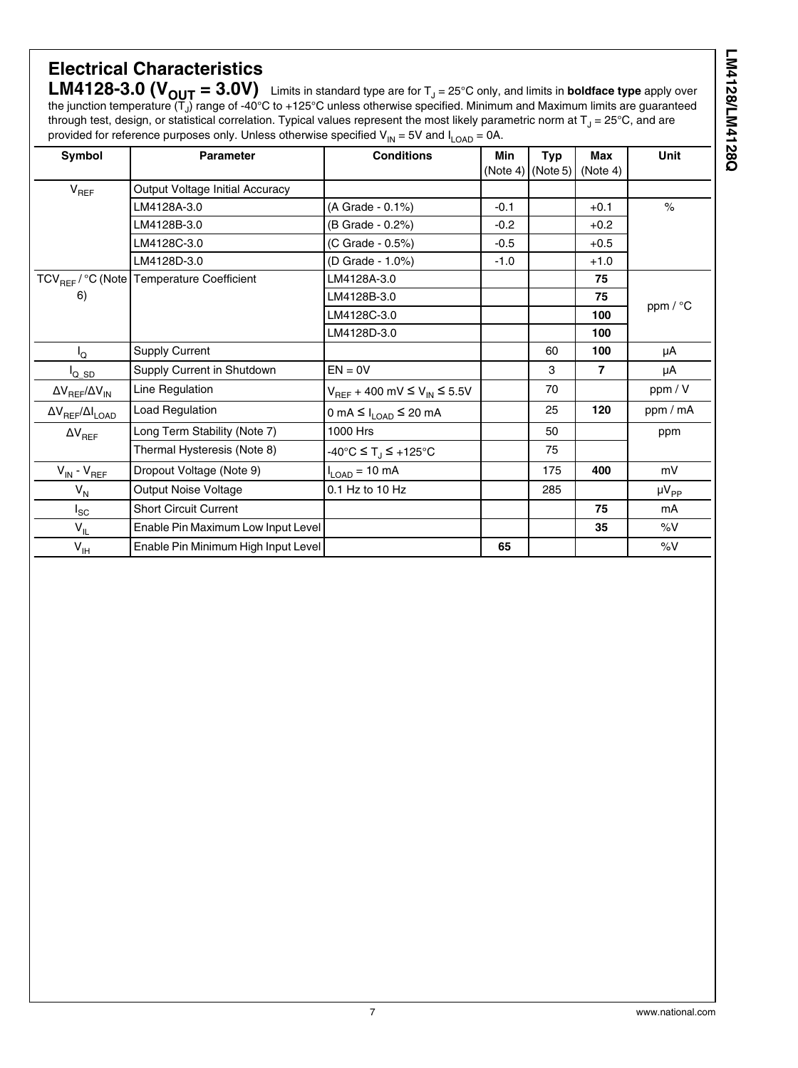## Electrical Characteristics

**LM4128-3.0 ($V_{OUT}$ = 3.0V)** Limits in standard type are for $T_J$ = 25°C only, and limits in **boldface type** apply over the junction temperature ($T_J$) range of -40°C to +125°C unless otherwise specified. Minimum and Maximum limits are guaranteed through test, design, or statistical correlation. Typical values represent the most likely parametric norm at $T_J$ = 25°C, and are provided for reference purposes only. Unless otherwise specified $V_{IN}$ = 5V and $I_{LOAD}$ = 0A.

| Symbol | Parameter | Conditions | Min (Note 4) | Typ (Note 5) | Max (Note 4) | Unit |
|---|---|---|---|---|---|---|
| $V_{REF}$ | Output Voltage Initial Accuracy | | | | | |
| | LM4128A-3.0 | (A Grade - 0.1%) | -0.1 | | +0.1 | % |
| | LM4128B-3.0 | (B Grade - 0.2%) | -0.2 | | +0.2 | |
| | LM4128C-3.0 | (C Grade - 0.5%) | -0.5 | | +0.5 | |
| | LM4128D-3.0 | (D Grade - 1.0%) | -1.0 | | +1.0 | |
| $TCV_{REF}$ / °C (Note 6) | Temperature Coefficient | LM4128A-3.0 | | | **75** | ppm / °C |
| | | LM4128B-3.0 | | | **75** | |
| | | LM4128C-3.0 | | | **100** | |
| | | LM4128D-3.0 | | | **100** | |
| $I_Q$ | Supply Current | | | 60 | **100** | µA |
| $I_{Q\_SD}$ | Supply Current in Shutdown | EN = 0V | | 3 | **7** | µA |
| $\Delta V_{REF}/\Delta V_{IN}$ | Line Regulation | $V_{REF}$ + 400 mV ≤ $V_{IN}$ ≤ 5.5V | | 70 | | ppm / V |
| $\Delta V_{REF}/\Delta I_{LOAD}$ | Load Regulation | 0 mA ≤ $I_{LOAD}$ ≤ 20 mA | | 25 | **120** | ppm / mA |
| $\Delta V_{REF}$ | Long Term Stability (Note 7) | 1000 Hrs | | 50 | | ppm |
| | Thermal Hysteresis (Note 8) | -40°C ≤ $T_J$ ≤ +125°C | | 75 | | |
| $V_{IN}$ - $V_{REF}$ | Dropout Voltage (Note 9) | $I_{LOAD}$ = 10 mA | | 175 | **400** | mV |
| $V_N$ | Output Noise Voltage | 0.1 Hz to 10 Hz | | 285 | | $\mu V_{PP}$ |
| $I_{SC}$ | Short Circuit Current | | | | **75** | mA |
| $V_{IL}$ | Enable Pin Maximum Low Input Level | | | | **35** | %V |
| $V_{IH}$ | Enable Pin Minimum High Input Level | | **65** | | | %V |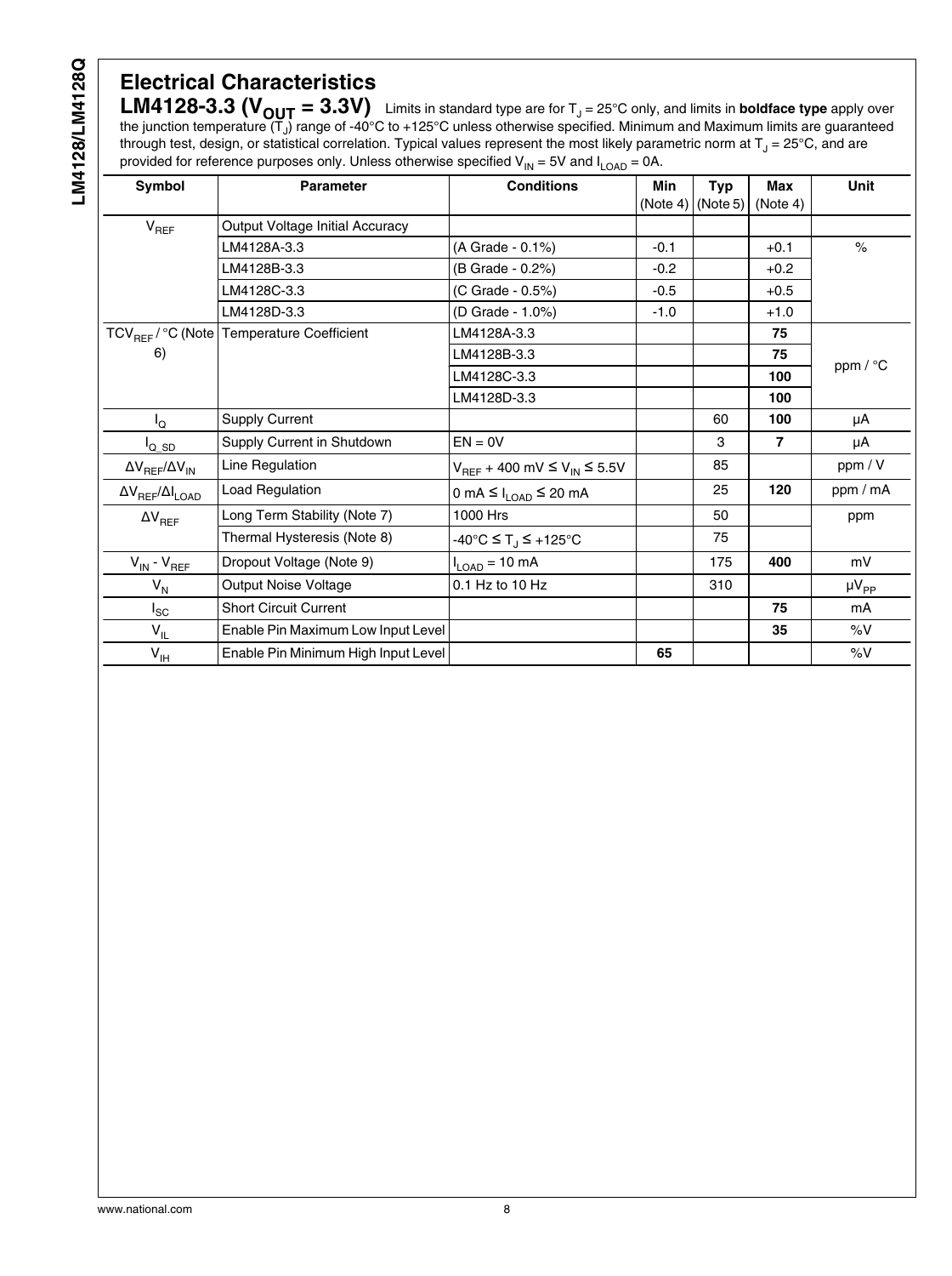## Electrical Characteristics

**LM4128-3.3 ($V_{OUT}$ = 3.3V)** Limits in standard type are for $T_J$ = 25°C only, and limits in **boldface type** apply over the junction temperature ($T_J$) range of -40°C to +125°C unless otherwise specified. Minimum and Maximum limits are guaranteed through test, design, or statistical correlation. Typical values represent the most likely parametric norm at $T_J$ = 25°C, and are provided for reference purposes only. Unless otherwise specified $V_{IN}$ = 5V and $I_{LOAD}$ = 0A.

| Symbol | Parameter | Conditions | Min (Note 4) | Typ (Note 5) | Max (Note 4) | Unit |
|---|---|---|---|---|---|---|
| $V_{REF}$ | Output Voltage Initial Accuracy | | | | | |
| | LM4128A-3.3 | (A Grade - 0.1%) | -0.1 | | +0.1 | % |
| | LM4128B-3.3 | (B Grade - 0.2%) | -0.2 | | +0.2 | |
| | LM4128C-3.3 | (C Grade - 0.5%) | -0.5 | | +0.5 | |
| | LM4128D-3.3 | (D Grade - 1.0%) | -1.0 | | +1.0 | |
| $TCV_{REF}$ / °C (Note 6) | Temperature Coefficient | LM4128A-3.3 | | | **75** | ppm / °C |
| | | LM4128B-3.3 | | | **75** | |
| | | LM4128C-3.3 | | | **100** | |
| | | LM4128D-3.3 | | | **100** | |
| $I_Q$ | Supply Current | | | 60 | **100** | µA |
| $I_{Q\_SD}$ | Supply Current in Shutdown | EN = 0V | | 3 | **7** | µA |
| $\Delta V_{REF}/\Delta V_{IN}$ | Line Regulation | $V_{REF}$ + 400 mV ≤ $V_{IN}$ ≤ 5.5V | | 85 | | ppm / V |
| $\Delta V_{REF}/\Delta I_{LOAD}$ | Load Regulation | 0 mA ≤ $I_{LOAD}$ ≤ 20 mA | | 25 | **120** | ppm / mA |
| $\Delta V_{REF}$ | Long Term Stability (Note 7) | 1000 Hrs | | 50 | | ppm |
| | Thermal Hysteresis (Note 8) | -40°C ≤ $T_J$ ≤ +125°C | | 75 | | |
| $V_{IN}$ - $V_{REF}$ | Dropout Voltage (Note 9) | $I_{LOAD}$ = 10 mA | | 175 | **400** | mV |
| $V_N$ | Output Noise Voltage | 0.1 Hz to 10 Hz | | 310 | | $\mu V_{PP}$ |
| $I_{SC}$ | Short Circuit Current | | | | **75** | mA |
| $V_{IL}$ | Enable Pin Maximum Low Input Level | | | | **35** | %V |
| $V_{IH}$ | Enable Pin Minimum High Input Level | | **65** | | | %V |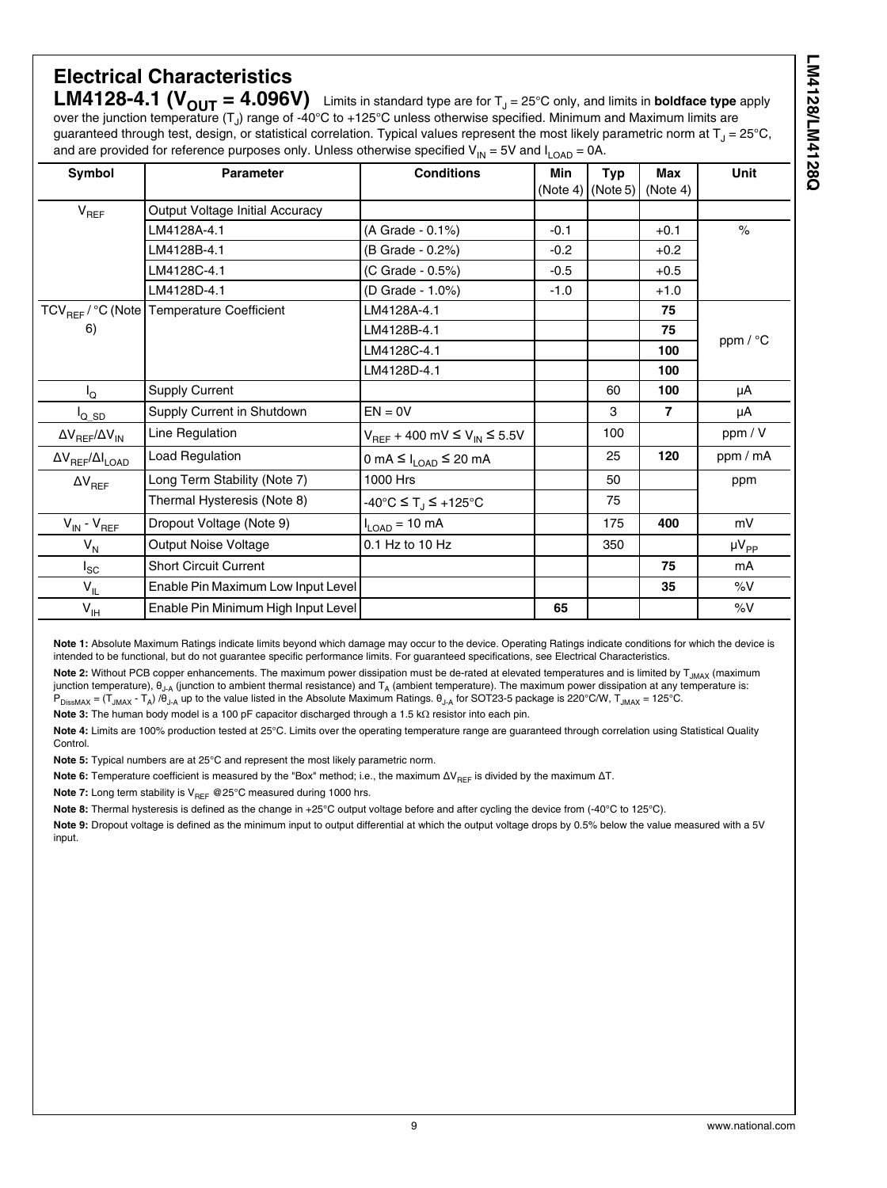## Electrical Characteristics

**LM4128-4.1 ($V_{OUT}$ = 4.096V)** Limits in standard type are for $T_J$ = 25°C only, and limits in **boldface type** apply over the junction temperature ($T_J$) range of -40°C to +125°C unless otherwise specified. Minimum and Maximum limits are guaranteed through test, design, or statistical correlation. Typical values represent the most likely parametric norm at $T_J$ = 25°C, and are provided for reference purposes only. Unless otherwise specified $V_{IN}$ = 5V and $I_{LOAD}$ = 0A.

| Symbol | Parameter | Conditions | Min (Note 4) | Typ (Note 5) | Max (Note 4) | Unit |
|---|---|---|---|---|---|---|
| $V_{REF}$ | Output Voltage Initial Accuracy | | | | | |
| | LM4128A-4.1 | (A Grade - 0.1%) | -0.1 | | +0.1 | % |
| | LM4128B-4.1 | (B Grade - 0.2%) | -0.2 | | +0.2 | |
| | LM4128C-4.1 | (C Grade - 0.5%) | -0.5 | | +0.5 | |
| | LM4128D-4.1 | (D Grade - 1.0%) | -1.0 | | +1.0 | |
| $TCV_{REF}$ / °C (Note 6) | Temperature Coefficient | LM4128A-4.1 | | | **75** | ppm / °C |
| | | LM4128B-4.1 | | | **75** | |
| | | LM4128C-4.1 | | | **100** | |
| | | LM4128D-4.1 | | | **100** | |
| $I_Q$ | Supply Current | | | 60 | **100** | µA |
| $I_{Q\_SD}$ | Supply Current in Shutdown | EN = 0V | | 3 | **7** | µA |
| $\Delta V_{REF}/\Delta V_{IN}$ | Line Regulation | $V_{REF}$ + 400 mV ≤ $V_{IN}$ ≤ 5.5V | | 100 | | ppm / V |
| $\Delta V_{REF}/\Delta I_{LOAD}$ | Load Regulation | 0 mA ≤ $I_{LOAD}$ ≤ 20 mA | | 25 | **120** | ppm / mA |
| $\Delta V_{REF}$ | Long Term Stability (Note 7) | 1000 Hrs | | 50 | | ppm |
| | Thermal Hysteresis (Note 8) | -40°C ≤ $T_J$ ≤ +125°C | | 75 | | |
| $V_{IN}$ - $V_{REF}$ | Dropout Voltage (Note 9) | $I_{LOAD}$ = 10 mA | | 175 | **400** | mV |
| $V_N$ | Output Noise Voltage | 0.1 Hz to 10 Hz | | 350 | | $\mu V_{PP}$ |
| $I_{SC}$ | Short Circuit Current | | | | **75** | mA |
| $V_{IL}$ | Enable Pin Maximum Low Input Level | | | | **35** | %V |
| $V_{IH}$ | Enable Pin Minimum High Input Level | | **65** | | | %V |

**Note 1:** Absolute Maximum Ratings indicate limits beyond which damage may occur to the device. Operating Ratings indicate conditions for which the device is intended to be functional, but do not guarantee specific performance limits. For guaranteed specifications, see Electrical Characteristics.

**Note 2:** Without PCB copper enhancements. The maximum power dissipation must be de-rated at elevated temperatures and is limited by $T_{JMAX}$ (maximum junction temperature), $\theta_{J-A}$ (junction to ambient thermal resistance) and $T_A$ (ambient temperature). The maximum power dissipation at any temperature is: $P_{DissMAX} = (T_{JMAX} - T_A) / \theta_{J-A}$ up to the value listed in the Absolute Maximum Ratings. $\theta_{J-A}$ for SOT23-5 package is 220°C/W, $T_{JMAX}$ = 125°C.

**Note 3:** The human body model is a 100 pF capacitor discharged through a 1.5 kΩ resistor into each pin.

**Note 4:** Limits are 100% production tested at 25°C. Limits over the operating temperature range are guaranteed through correlation using Statistical Quality Control.

**Note 5:** Typical numbers are at 25°C and represent the most likely parametric norm.

**Note 6:** Temperature coefficient is measured by the "Box" method; i.e., the maximum $\Delta V_{REF}$ is divided by the maximum ΔT.

**Note 7:** Long term stability is $V_{REF}$ @25°C measured during 1000 hrs.

**Note 8:** Thermal hysteresis is defined as the change in +25°C output voltage before and after cycling the device from (-40°C to 125°C).

**Note 9:** Dropout voltage is defined as the minimum input to output differential at which the output voltage drops by 0.5% below the value measured with a 5V input.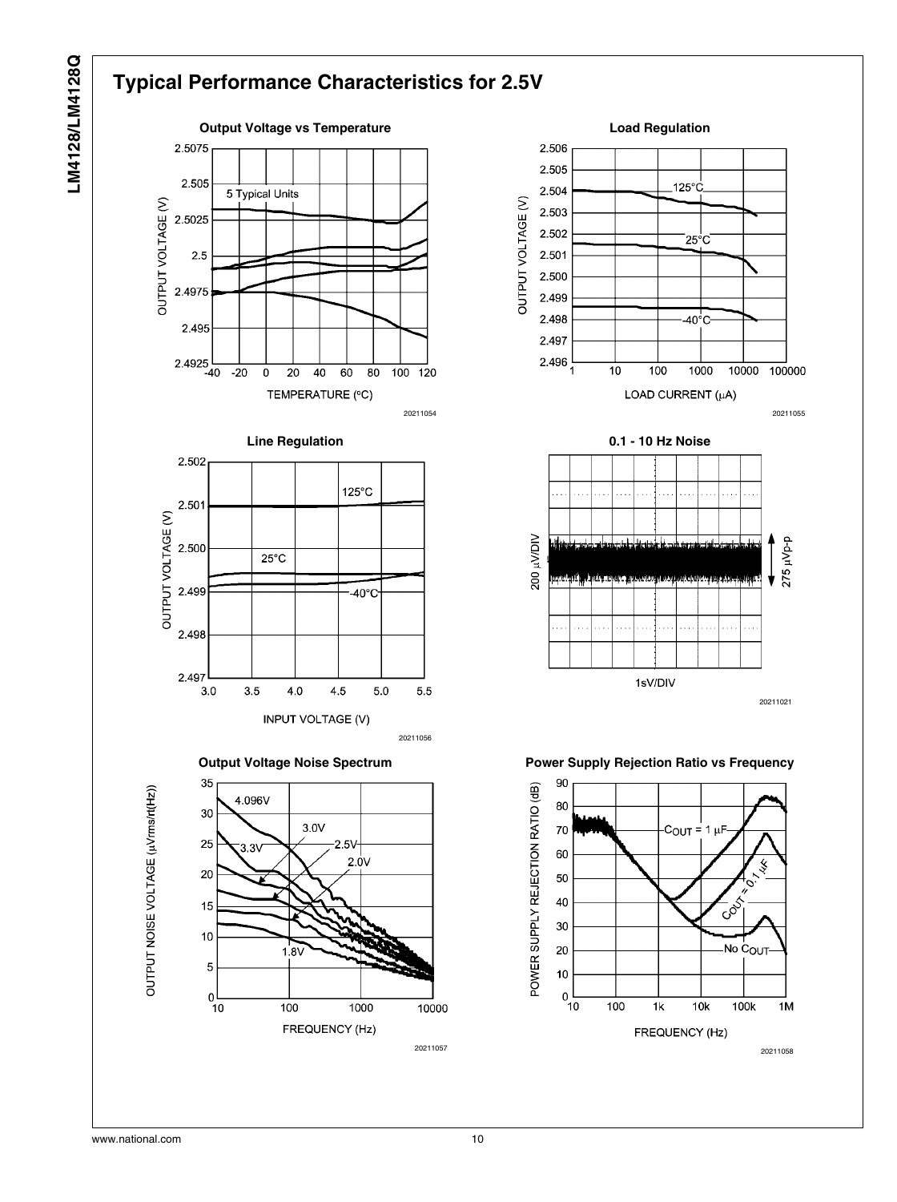# Typical Performance Characteristics for 2.5V

**Output Voltage vs Temperature**

20211054

**Load Regulation**

20211055

**Line Regulation**

20211056

**0.1 - 10 Hz Noise**

20211021

**Output Voltage Noise Spectrum**

20211057

**Power Supply Rejection Ratio vs Frequency**

20211058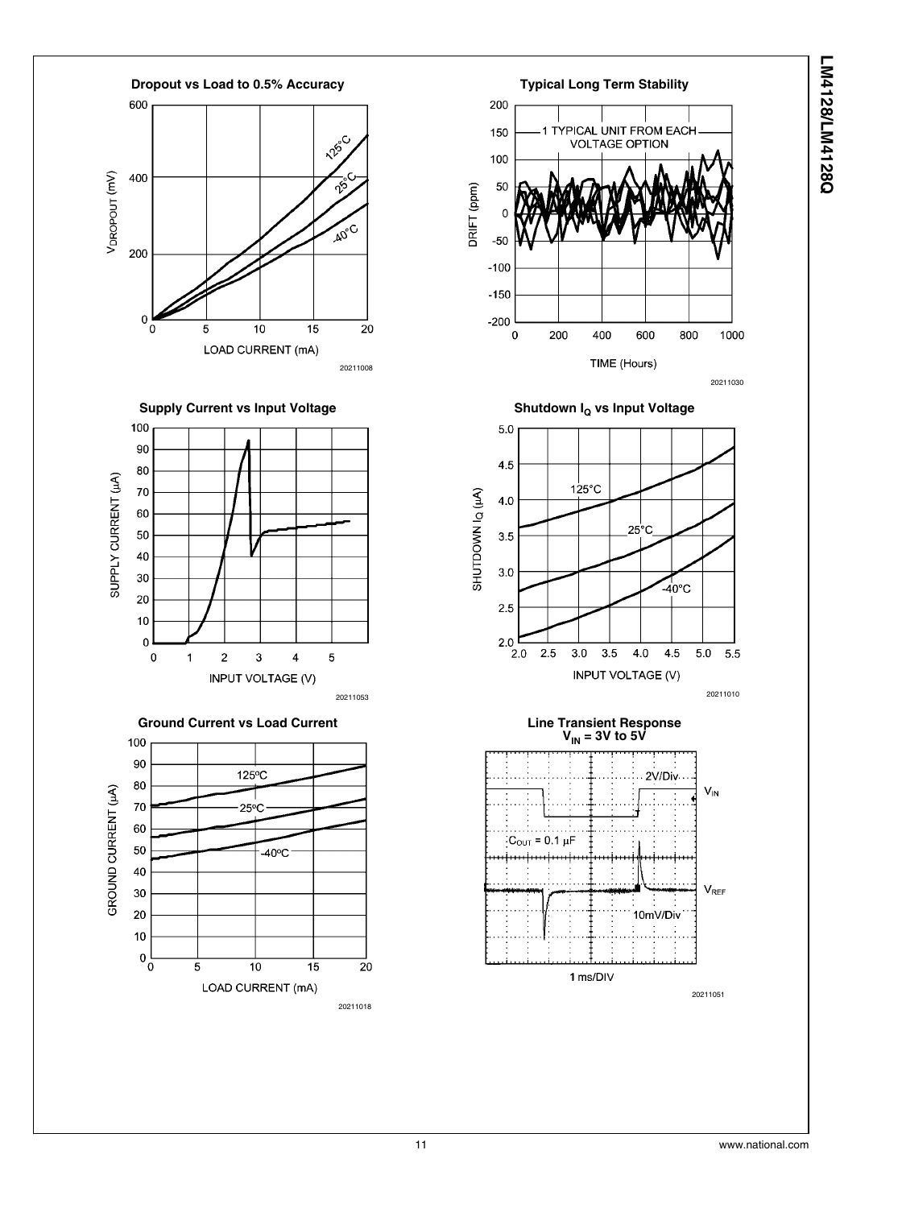**Dropout vs Load to 0.5% Accuracy**

$V_{DROPOUT}$ (mV) vs LOAD CURRENT (mA); curves: 125°C, 25°C, -40°C

20211008

**Typical Long Term Stability**

DRIFT (ppm) vs TIME (Hours); 1 TYPICAL UNIT FROM EACH VOLTAGE OPTION

20211030

**Supply Current vs Input Voltage**

SUPPLY CURRENT (µA) vs INPUT VOLTAGE (V)

20211053

**Shutdown $I_Q$ vs Input Voltage**

SHUTDOWN $I_Q$ (µA) vs INPUT VOLTAGE (V); curves: 125°C, 25°C, -40°C

20211010

**Ground Current vs Load Current**

GROUND CURRENT (µA) vs LOAD CURRENT (mA); curves: 125ºC, 25ºC, -40ºC

20211018

**Line Transient Response**
**$V_{IN}$ = 3V to 5V**

$V_{IN}$ 2V/Div; $V_{REF}$ 10mV/Div; $C_{OUT}$ = 0.1 µF; 1 ms/DIV

20211051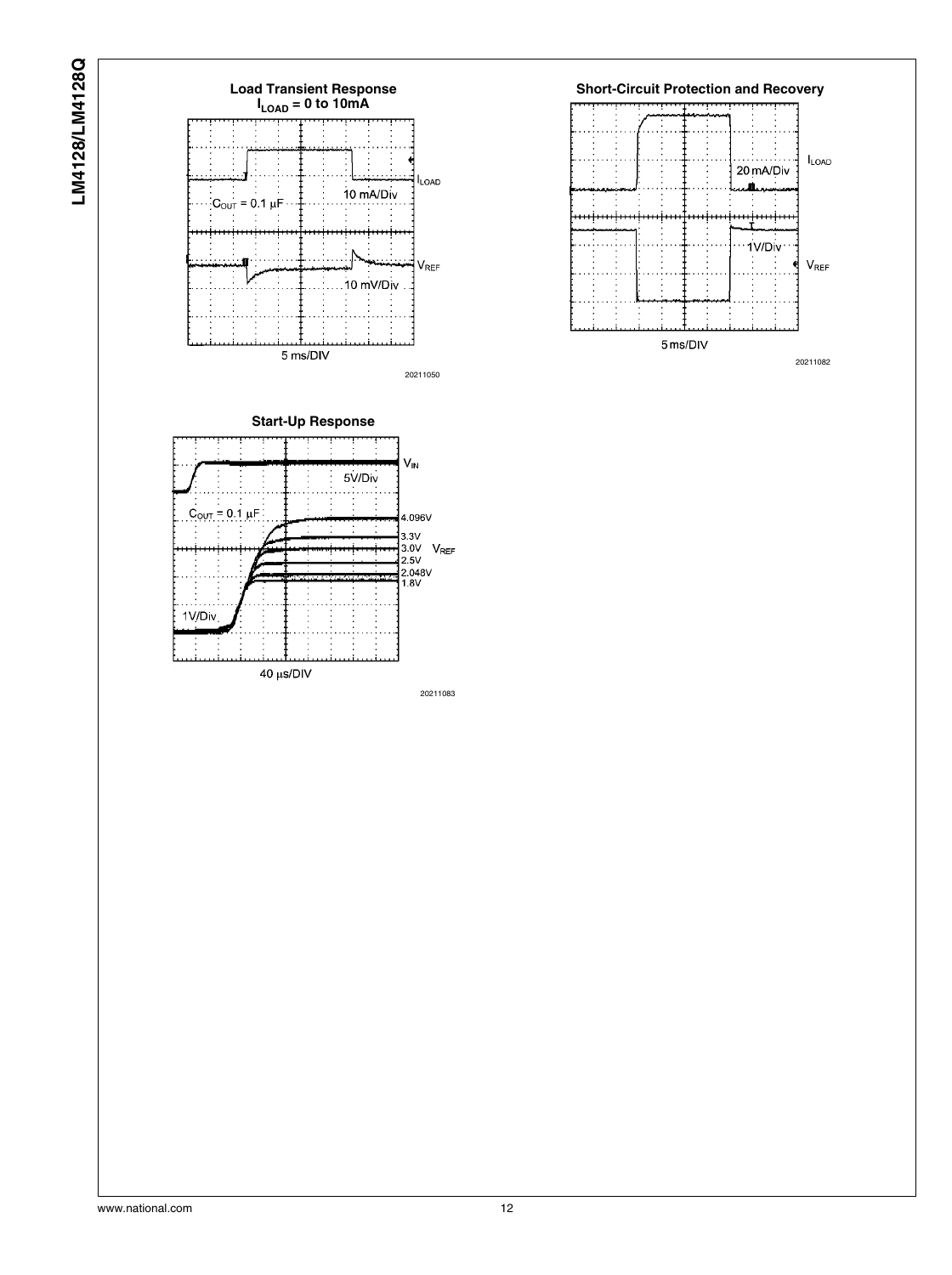**Load Transient Response $I_{LOAD}$ = 0 to 10mA**

$C_{OUT}$ = 0.1 µF

$I_{LOAD}$ 10 mA/Div

$V_{REF}$ 10 mV/Div

5 ms/DIV

20211050

**Short-Circuit Protection and Recovery**

$I_{LOAD}$ 20 mA/Div

$V_{REF}$ 1V/Div

5 ms/DIV

20211082

**Start-Up Response**

$V_{IN}$ 5V/Div

$C_{OUT}$ = 0.1 µF

$V_{REF}$: 4.096V, 3.3V, 3.0V, 2.5V, 2.048V, 1.8V

1V/Div

40 µs/DIV

20211083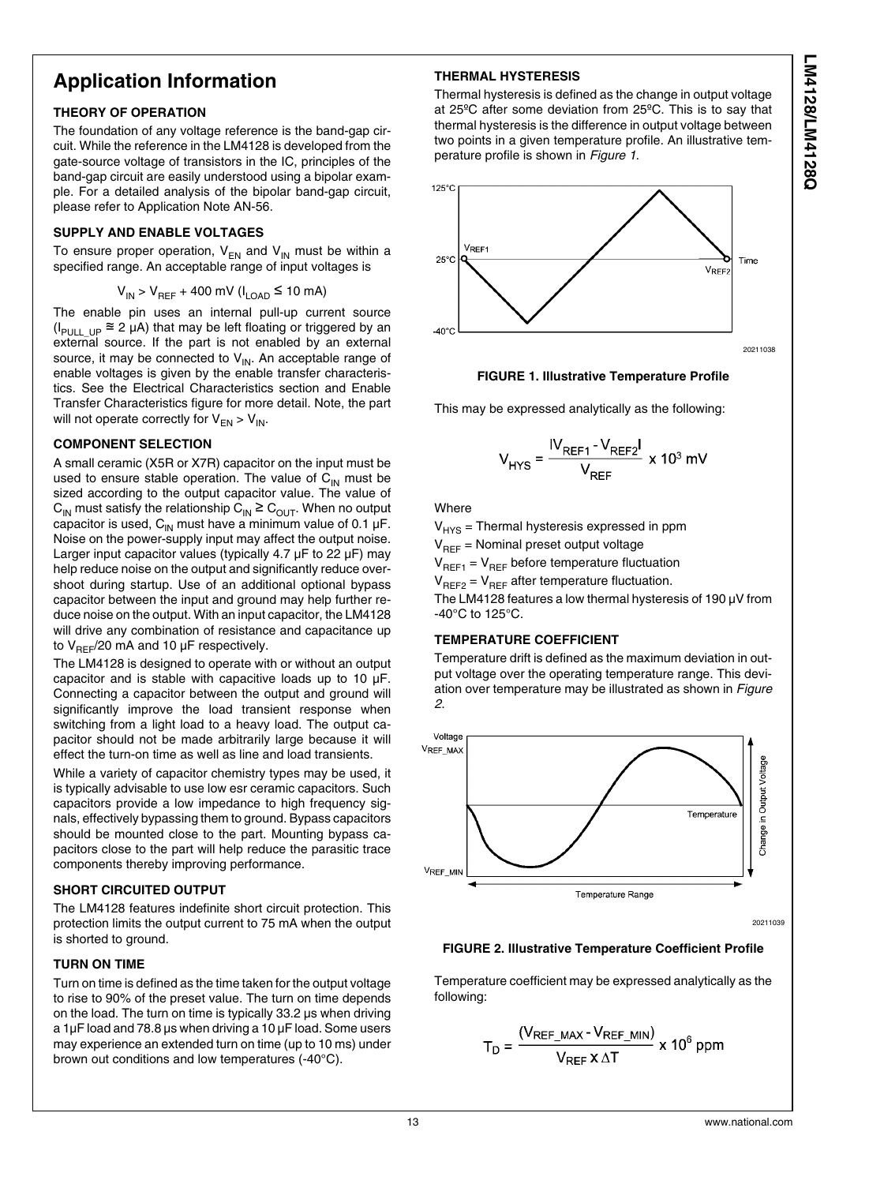# Application Information

### THEORY OF OPERATION

The foundation of any voltage reference is the band-gap circuit. While the reference in the LM4128 is developed from the gate-source voltage of transistors in the IC, principles of the band-gap circuit are easily understood using a bipolar example. For a detailed analysis of the bipolar band-gap circuit, please refer to Application Note AN-56.

### SUPPLY AND ENABLE VOLTAGES

To ensure proper operation, $V_{EN}$ and $V_{IN}$ must be within a specified range. An acceptable range of input voltages is

$$V_{IN} > V_{REF} + 400\text{ mV } (I_{LOAD} \leq 10\text{ mA})$$

The enable pin uses an internal pull-up current source ($I_{PULL\_UP} \cong 2$ µA) that may be left floating or triggered by an external source. If the part is not enabled by an external source, it may be connected to $V_{IN}$. An acceptable range of enable voltages is given by the enable transfer characteristics. See the Electrical Characteristics section and Enable Transfer Characteristics figure for more detail. Note, the part will not operate correctly for $V_{EN} > V_{IN}$.

### COMPONENT SELECTION

A small ceramic (X5R or X7R) capacitor on the input must be used to ensure stable operation. The value of $C_{IN}$ must be sized according to the output capacitor value. The value of $C_{IN}$ must satisfy the relationship $C_{IN} \geq C_{OUT}$. When no output capacitor is used, $C_{IN}$ must have a minimum value of 0.1 µF. Noise on the power-supply input may affect the output noise. Larger input capacitor values (typically 4.7 µF to 22 µF) may help reduce noise on the output and significantly reduce overshoot during startup. Use of an additional optional bypass capacitor between the input and ground may help further reduce noise on the output. With an input capacitor, the LM4128 will drive any combination of resistance and capacitance up to $V_{REF}$/20 mA and 10 µF respectively.

The LM4128 is designed to operate with or without an output capacitor and is stable with capacitive loads up to 10 µF. Connecting a capacitor between the output and ground will significantly improve the load transient response when switching from a light load to a heavy load. The output capacitor should not be made arbitrarily large because it will effect the turn-on time as well as line and load transients.

While a variety of capacitor chemistry types may be used, it is typically advisable to use low esr ceramic capacitors. Such capacitors provide a low impedance to high frequency signals, effectively bypassing them to ground. Bypass capacitors should be mounted close to the part. Mounting bypass capacitors close to the part will help reduce the parasitic trace components thereby improving performance.

### SHORT CIRCUITED OUTPUT

The LM4128 features indefinite short circuit protection. This protection limits the output current to 75 mA when the output is shorted to ground.

### TURN ON TIME

Turn on time is defined as the time taken for the output voltage to rise to 90% of the preset value. The turn on time depends on the load. The turn on time is typically 33.2 µs when driving a 1µF load and 78.8 µs when driving a 10 µF load. Some users may experience an extended turn on time (up to 10 ms) under brown out conditions and low temperatures (-40°C).

### THERMAL HYSTERESIS

Thermal hysteresis is defined as the change in output voltage at 25ºC after some deviation from 25ºC. This is to say that thermal hysteresis is the difference in output voltage between two points in a given temperature profile. An illustrative temperature profile is shown in *Figure 1*.

**FIGURE 1. Illustrative Temperature Profile**

This may be expressed analytically as the following:

$$V_{HYS} = \frac{|V_{REF1} - V_{REF2}|}{V_{REF}} \times 10^3\text{ mV}$$

Where

$V_{HYS}$ = Thermal hysteresis expressed in ppm

$V_{REF}$ = Nominal preset output voltage

$V_{REF1}$ = $V_{REF}$ before temperature fluctuation

$V_{REF2}$ = $V_{REF}$ after temperature fluctuation.

The LM4128 features a low thermal hysteresis of 190 µV from -40°C to 125°C.

### TEMPERATURE COEFFICIENT

Temperature drift is defined as the maximum deviation in output voltage over the operating temperature range. This deviation over temperature may be illustrated as shown in *Figure 2*.

**FIGURE 2. Illustrative Temperature Coefficient Profile**

Temperature coefficient may be expressed analytically as the following:

$$T_D = \frac{(V_{REF\_MAX} - V_{REF\_MIN})}{V_{REF} \times \Delta T} \times 10^6\text{ ppm}$$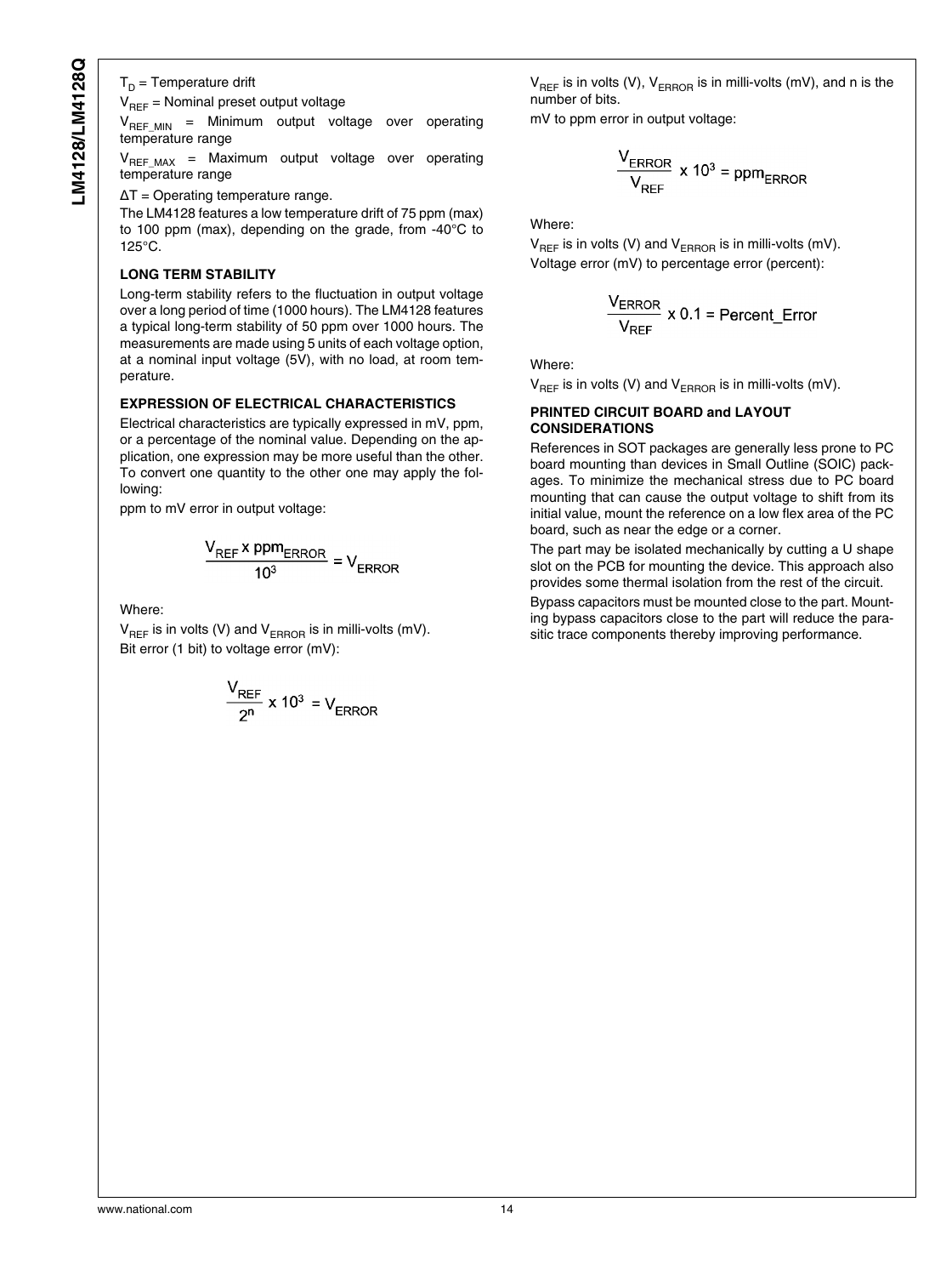$T_D$ = Temperature drift

$V_{REF}$ = Nominal preset output voltage

$V_{REF\_MIN}$ = Minimum output voltage over operating temperature range

$V_{REF\_MAX}$ = Maximum output voltage over operating temperature range

$\Delta T$ = Operating temperature range.

The LM4128 features a low temperature drift of 75 ppm (max) to 100 ppm (max), depending on the grade, from -40°C to 125°C.

### LONG TERM STABILITY

Long-term stability refers to the fluctuation in output voltage over a long period of time (1000 hours). The LM4128 features a typical long-term stability of 50 ppm over 1000 hours. The measurements are made using 5 units of each voltage option, at a nominal input voltage (5V), with no load, at room temperature.

### EXPRESSION OF ELECTRICAL CHARACTERISTICS

Electrical characteristics are typically expressed in mV, ppm, or a percentage of the nominal value. Depending on the application, one expression may be more useful than the other. To convert one quantity to the other one may apply the following:

ppm to mV error in output voltage:

$$\frac{V_{REF} \times ppm_{ERROR}}{10^3} = V_{ERROR}$$

Where:

$V_{REF}$ is in volts (V) and $V_{ERROR}$ is in milli-volts (mV).

Bit error (1 bit) to voltage error (mV):

$$\frac{V_{REF}}{2^n} \times 10^3 = V_{ERROR}$$

$V_{REF}$ is in volts (V), $V_{ERROR}$ is in milli-volts (mV), and n is the number of bits.

mV to ppm error in output voltage:

$$\frac{V_{ERROR}}{V_{REF}} \times 10^3 = ppm_{ERROR}$$

Where:

$V_{REF}$ is in volts (V) and $V_{ERROR}$ is in milli-volts (mV).

Voltage error (mV) to percentage error (percent):

$$\frac{V_{ERROR}}{V_{REF}} \times 0.1 = Percent\_Error$$

Where:

$V_{REF}$ is in volts (V) and $V_{ERROR}$ is in milli-volts (mV).

### PRINTED CIRCUIT BOARD and LAYOUT CONSIDERATIONS

References in SOT packages are generally less prone to PC board mounting than devices in Small Outline (SOIC) packages. To minimize the mechanical stress due to PC board mounting that can cause the output voltage to shift from its initial value, mount the reference on a low flex area of the PC board, such as near the edge or a corner.

The part may be isolated mechanically by cutting a U shape slot on the PCB for mounting the device. This approach also provides some thermal isolation from the rest of the circuit.

Bypass capacitors must be mounted close to the part. Mounting bypass capacitors close to the part will reduce the parasitic trace components thereby improving performance.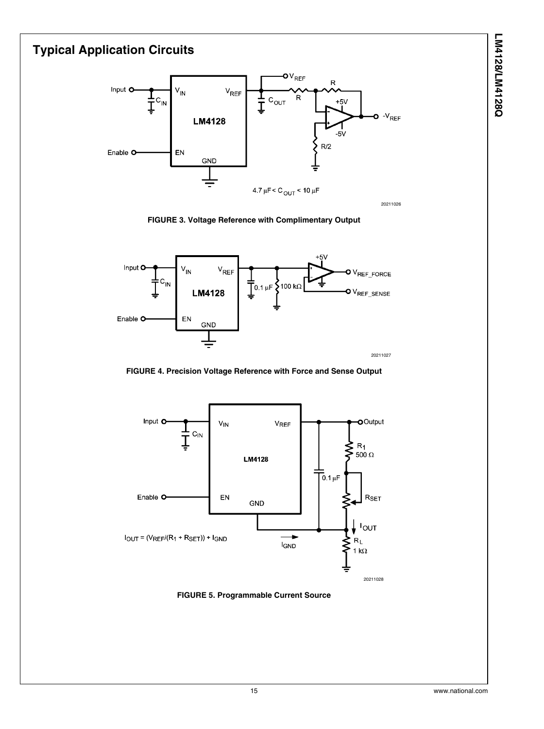# Typical Application Circuits

$4.7\ \mu F < C_{OUT} < 10\ \mu F$

20211026

**FIGURE 3. Voltage Reference with Complimentary Output**

20211027

**FIGURE 4. Precision Voltage Reference with Force and Sense Output**

$I_{OUT} = (V_{REF}/(R_1 + R_{SET})) + I_{GND}$

20211028

**FIGURE 5. Programmable Current Source**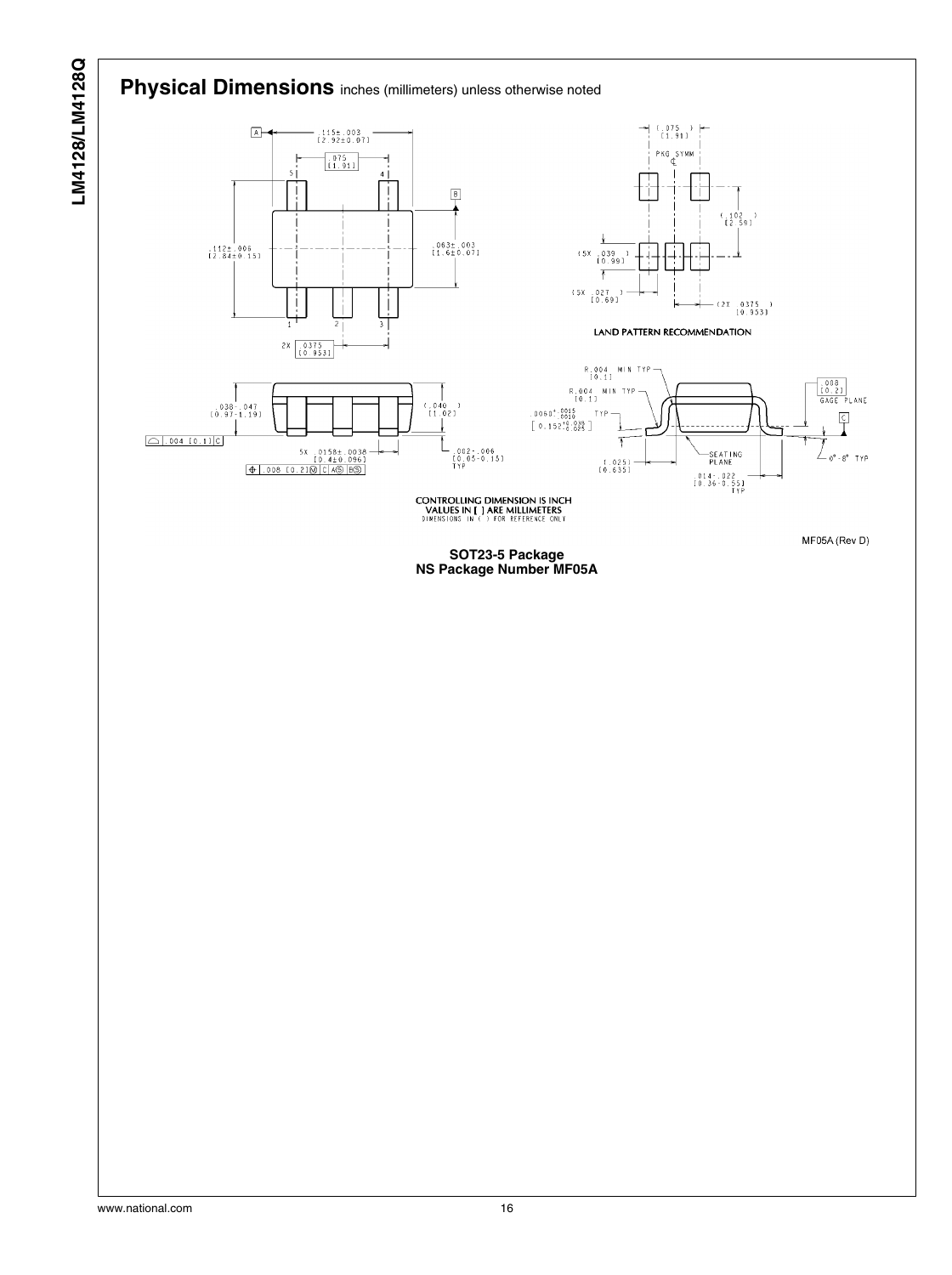# Physical Dimensions inches (millimeters) unless otherwise noted

LAND PATTERN RECOMMENDATION

CONTROLLING DIMENSION IS INCH
VALUES IN [ ] ARE MILLIMETERS
DIMENSIONS IN ( ) FOR REFERENCE ONLY

MF05A (Rev D)

**SOT23-5 Package**
**NS Package Number MF05A**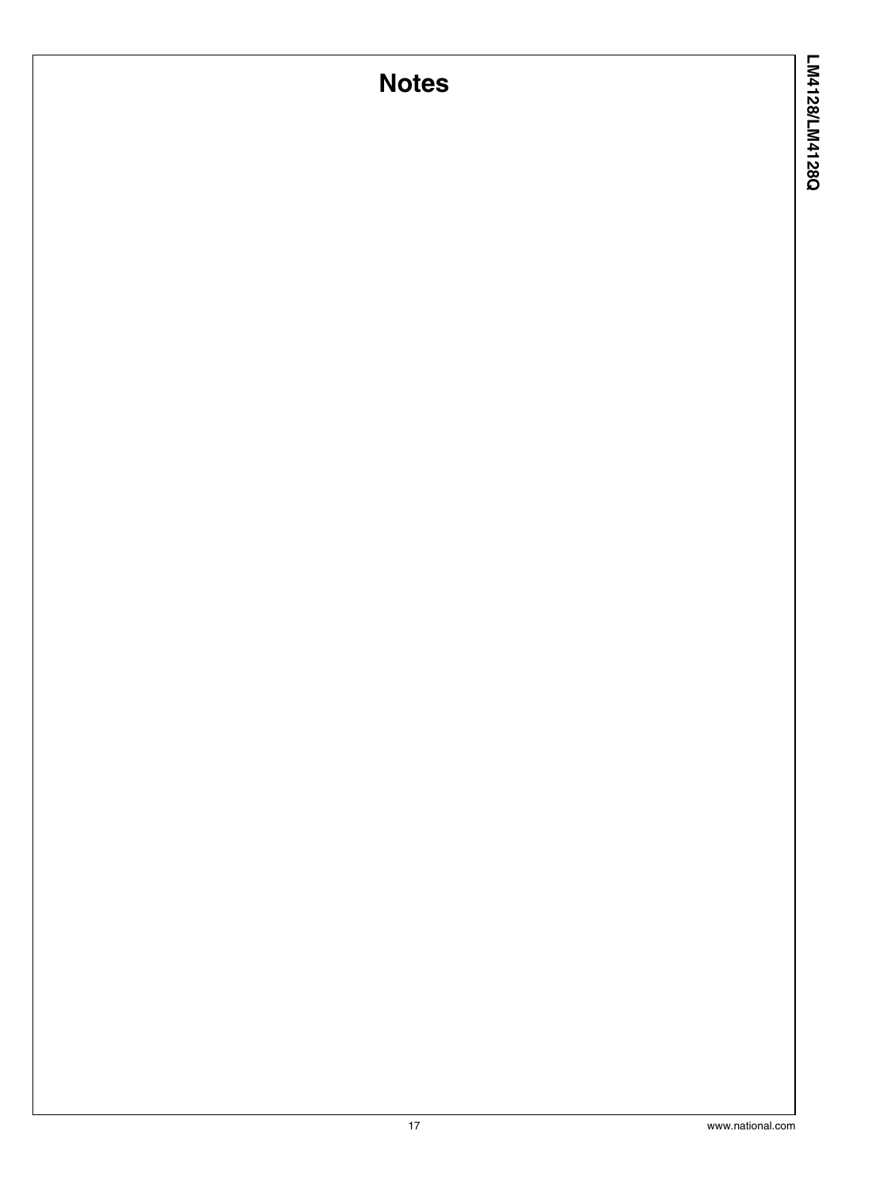# Notes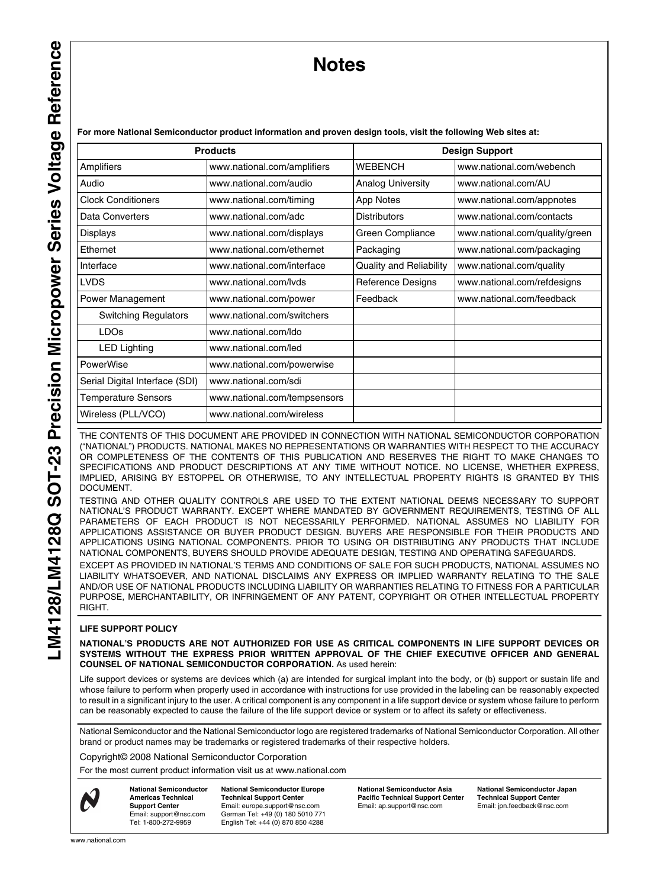# Notes

**For more National Semiconductor product information and proven design tools, visit the following Web sites at:**

| Products | | Design Support | |
|---|---|---|---|
| Amplifiers | www.national.com/amplifiers | WEBENCH | www.national.com/webench |
| Audio | www.national.com/audio | Analog University | www.national.com/AU |
| Clock Conditioners | www.national.com/timing | App Notes | www.national.com/appnotes |
| Data Converters | www.national.com/adc | Distributors | www.national.com/contacts |
| Displays | www.national.com/displays | Green Compliance | www.national.com/quality/green |
| Ethernet | www.national.com/ethernet | Packaging | www.national.com/packaging |
| Interface | www.national.com/interface | Quality and Reliability | www.national.com/quality |
| LVDS | www.national.com/lvds | Reference Designs | www.national.com/refdesigns |
| Power Management | www.national.com/power | Feedback | www.national.com/feedback |
| Switching Regulators | www.national.com/switchers | | |
| LDOs | www.national.com/ldo | | |
| LED Lighting | www.national.com/led | | |
| PowerWise | www.national.com/powerwise | | |
| Serial Digital Interface (SDI) | www.national.com/sdi | | |
| Temperature Sensors | www.national.com/tempsensors | | |
| Wireless (PLL/VCO) | www.national.com/wireless | | |

THE CONTENTS OF THIS DOCUMENT ARE PROVIDED IN CONNECTION WITH NATIONAL SEMICONDUCTOR CORPORATION ("NATIONAL") PRODUCTS. NATIONAL MAKES NO REPRESENTATIONS OR WARRANTIES WITH RESPECT TO THE ACCURACY OR COMPLETENESS OF THE CONTENTS OF THIS PUBLICATION AND RESERVES THE RIGHT TO MAKE CHANGES TO SPECIFICATIONS AND PRODUCT DESCRIPTIONS AT ANY TIME WITHOUT NOTICE. NO LICENSE, WHETHER EXPRESS, IMPLIED, ARISING BY ESTOPPEL OR OTHERWISE, TO ANY INTELLECTUAL PROPERTY RIGHTS IS GRANTED BY THIS DOCUMENT.

TESTING AND OTHER QUALITY CONTROLS ARE USED TO THE EXTENT NATIONAL DEEMS NECESSARY TO SUPPORT NATIONAL'S PRODUCT WARRANTY. EXCEPT WHERE MANDATED BY GOVERNMENT REQUIREMENTS, TESTING OF ALL PARAMETERS OF EACH PRODUCT IS NOT NECESSARILY PERFORMED. NATIONAL ASSUMES NO LIABILITY FOR APPLICATIONS ASSISTANCE OR BUYER PRODUCT DESIGN. BUYERS ARE RESPONSIBLE FOR THEIR PRODUCTS AND APPLICATIONS USING NATIONAL COMPONENTS. PRIOR TO USING OR DISTRIBUTING ANY PRODUCTS THAT INCLUDE NATIONAL COMPONENTS, BUYERS SHOULD PROVIDE ADEQUATE DESIGN, TESTING AND OPERATING SAFEGUARDS.

EXCEPT AS PROVIDED IN NATIONAL'S TERMS AND CONDITIONS OF SALE FOR SUCH PRODUCTS, NATIONAL ASSUMES NO LIABILITY WHATSOEVER, AND NATIONAL DISCLAIMS ANY EXPRESS OR IMPLIED WARRANTY RELATING TO THE SALE AND/OR USE OF NATIONAL PRODUCTS INCLUDING LIABILITY OR WARRANTIES RELATING TO FITNESS FOR A PARTICULAR PURPOSE, MERCHANTABILITY, OR INFRINGEMENT OF ANY PATENT, COPYRIGHT OR OTHER INTELLECTUAL PROPERTY RIGHT.

**LIFE SUPPORT POLICY**

**NATIONAL'S PRODUCTS ARE NOT AUTHORIZED FOR USE AS CRITICAL COMPONENTS IN LIFE SUPPORT DEVICES OR SYSTEMS WITHOUT THE EXPRESS PRIOR WRITTEN APPROVAL OF THE CHIEF EXECUTIVE OFFICER AND GENERAL COUNSEL OF NATIONAL SEMICONDUCTOR CORPORATION.** As used herein:

Life support devices or systems are devices which (a) are intended for surgical implant into the body, or (b) support or sustain life and whose failure to perform when properly used in accordance with instructions for use provided in the labeling can be reasonably expected to result in a significant injury to the user. A critical component is any component in a life support device or system whose failure to perform can be reasonably expected to cause the failure of the life support device or system or to affect its safety or effectiveness.

National Semiconductor and the National Semiconductor logo are registered trademarks of National Semiconductor Corporation. All other brand or product names may be trademarks or registered trademarks of their respective holders.

Copyright© 2008 National Semiconductor Corporation

For the most current product information visit us at www.national.com

**National Semiconductor Americas Technical Support Center**
Email: support@nsc.com
Tel: 1-800-272-9959

**National Semiconductor Europe Technical Support Center**
Email: europe.support@nsc.com
German Tel: +49 (0) 180 5010 771
English Tel: +44 (0) 870 850 4288

**National Semiconductor Asia Pacific Technical Support Center**
Email: ap.support@nsc.com

**National Semiconductor Japan Technical Support Center**
Email: jpn.feedback@nsc.com